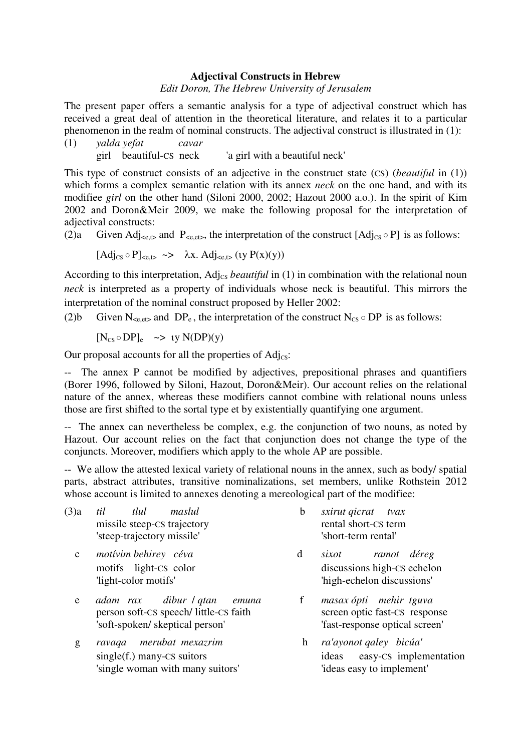**Adjectival Constructs in Hebrew**

*Edit Doron, The Hebrew University of Jerusalem*

The present paper offers a semantic analysis for a type of adjectival construct which has received a great deal of attention in the theoretical literature, and relates it to a particular phenomenon in the realm of nominal constructs. The adjectival construct is illustrated in (1):

(1) *yalda yefat cavar*
girl beautiful-CS neck 'a girl with a beautiful neck'

This type of construct consists of an adjective in the construct state (CS) (*beautiful* in (1)) which forms a complex semantic relation with its annex *neck* on the one hand, and with its modifiee *girl* on the other hand (Siloni 2000, 2002; Hazout 2000 a.o.). In the spirit of Kim 2002 and Doron&Meir 2009, we make the following proposal for the interpretation of adjectival constructs:

(2)a Given $Adj_{<e,t>}$ and $P_{<e,et>}$, the interpretation of the construct $[Adj_{CS} \circ P]$ is as follows:

$[Adj_{CS} \circ P]_{<e,t>}$ ~> $\lambda x.\ Adj_{<e,t>} (\iota y\ P(x)(y))$

According to this interpretation, $Adj_{CS}$ *beautiful* in (1) in combination with the relational noun *neck* is interpreted as a property of individuals whose neck is beautiful. This mirrors the interpretation of the nominal construct proposed by Heller 2002:

(2)b Given $N_{<e,et>}$ and $DP_e$, the interpretation of the construct $N_{CS} \circ DP$ is as follows:

$[N_{CS} \circ DP]_e$ ~> $\iota y\ N(DP)(y)$

Our proposal accounts for all the properties of $Adj_{CS}$:

-- The annex P cannot be modified by adjectives, prepositional phrases and quantifiers (Borer 1996, followed by Siloni, Hazout, Doron&Meir). Our account relies on the relational nature of the annex, whereas these modifiers cannot combine with relational nouns unless those are first shifted to the sortal type et by existentially quantifying one argument.

-- The annex can nevertheless be complex, e.g. the conjunction of two nouns, as noted by Hazout. Our account relies on the fact that conjunction does not change the type of the conjuncts. Moreover, modifiers which apply to the whole AP are possible.

-- We allow the attested lexical variety of relational nouns in the annex, such as body/ spatial parts, abstract attributes, transitive nominalizations, set members, unlike Rothstein 2012 whose account is limited to annexes denoting a mereological part of the modifiee:

(3)a *til tlul maslul*
missile steep-CS trajectory
'steep-trajectory missile'

b *sxirut qicrat tvax*
rental short-CS term
'short-term rental'

c *motívim behirey céva*
motifs light-CS color
'light-color motifs'

d *sixot ramot déreg*
discussions high-CS echelon
'high-echelon discussions'

e *adam rax dibur / qtan emuna*
person soft-CS speech/ little-CS faith
'soft-spoken/ skeptical person'

f *masax ópti mehir tguva*
screen optic fast-CS response
'fast-response optical screen'

g *ravaqa merubat mexazrim*
single(f.) many-CS suitors
'single woman with many suitors'

h *ra'ayonot qaley bicúa'*
ideas easy-CS implementation
'ideas easy to implement'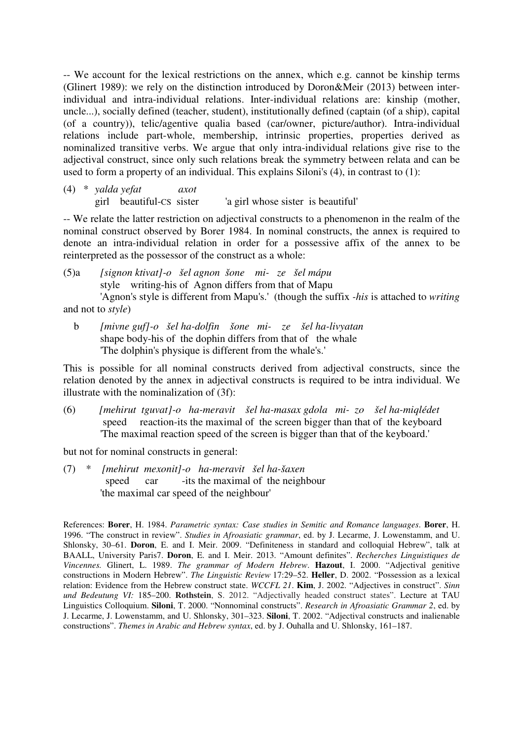-- We account for the lexical restrictions on the annex, which e.g. cannot be kinship terms (Glinert 1989): we rely on the distinction introduced by Doron&Meir (2013) between inter-individual and intra-individual relations. Inter-individual relations are: kinship (mother, uncle...), socially defined (teacher, student), institutionally defined (captain (of a ship), capital (of a country)), telic/agentive qualia based (car/owner, picture/author). Intra-individual relations include part-whole, membership, intrinsic properties, properties derived as nominalized transitive verbs. We argue that only intra-individual relations give rise to the adjectival construct, since only such relations break the symmetry between relata and can be used to form a property of an individual. This explains Siloni's (4), in contrast to (1):

(4) \* *yalda yefat axot*
girl beautiful-CS sister 'a girl whose sister is beautiful'

-- We relate the latter restriction on adjectival constructs to a phenomenon in the realm of the nominal construct observed by Borer 1984. In nominal constructs, the annex is required to denote an intra-individual relation in order for a possessive affix of the annex to be reinterpreted as the possessor of the construct as a whole:

(5)a *[signon ktivat]-o šel agnon šone mi- ze šel mápu*
style writing-his of Agnon differs from that of Mapu
'Agnon's style is different from Mapu's.' (though the suffix *-his* is attached to *writing* and not to *style*)

b *[mivne guf]-o šel ha-dolfin šone mi- ze šel ha-livyatan*
shape body-his of the dophin differs from that of the whale
'The dolphin's physique is different from the whale's.'

This is possible for all nominal constructs derived from adjectival constructs, since the relation denoted by the annex in adjectival constructs is required to be intra individual. We illustrate with the nominalization of (3f):

(6) *[mehirut tguvat]-o ha-meravit šel ha-masax gdola mi- zo šel ha-miqlédet*
speed reaction-its the maximal of the screen bigger than that of the keyboard
'The maximal reaction speed of the screen is bigger than that of the keyboard.'

but not for nominal constructs in general:

(7) \* *[mehirut mexonit]-o ha-meravit šel ha-šaxen*
speed car -its the maximal of the neighbour
'the maximal car speed of the neighbour'

References: **Borer**, H. 1984. *Parametric syntax: Case studies in Semitic and Romance languages*. **Borer**, H. 1996. "The construct in review". *Studies in Afroasiatic grammar*, ed. by J. Lecarme, J. Lowenstamm, and U. Shlonsky, 30–61. **Doron**, E. and I. Meir. 2009. "Definiteness in standard and colloquial Hebrew", talk at BAALL, University Paris7. **Doron**, E. and I. Meir. 2013. "Amount definites". *Recherches Linguistiques de Vincennes.* Glinert, L. 1989. *The grammar of Modern Hebrew*. **Hazout**, I. 2000. "Adjectival genitive constructions in Modern Hebrew". *The Linguistic Review* 17:29–52. **Heller**, D. 2002. "Possession as a lexical relation: Evidence from the Hebrew construct state. *WCCFL 21*. **Kim**, J. 2002. "Adjectives in construct". *Sinn und Bedeutung VI:* 185–200. **Rothstein**, S. 2012. "Adjectivally headed construct states". Lecture at TAU Linguistics Colloquium. **Siloni**, T. 2000. "Nonnominal constructs". *Research in Afroasiatic Grammar 2*, ed. by J. Lecarme, J. Lowenstamm, and U. Shlonsky, 301–323. **Siloni**, T. 2002. "Adjectival constructs and inalienable constructions". *Themes in Arabic and Hebrew syntax*, ed. by J. Ouhalla and U. Shlonsky, 161–187.